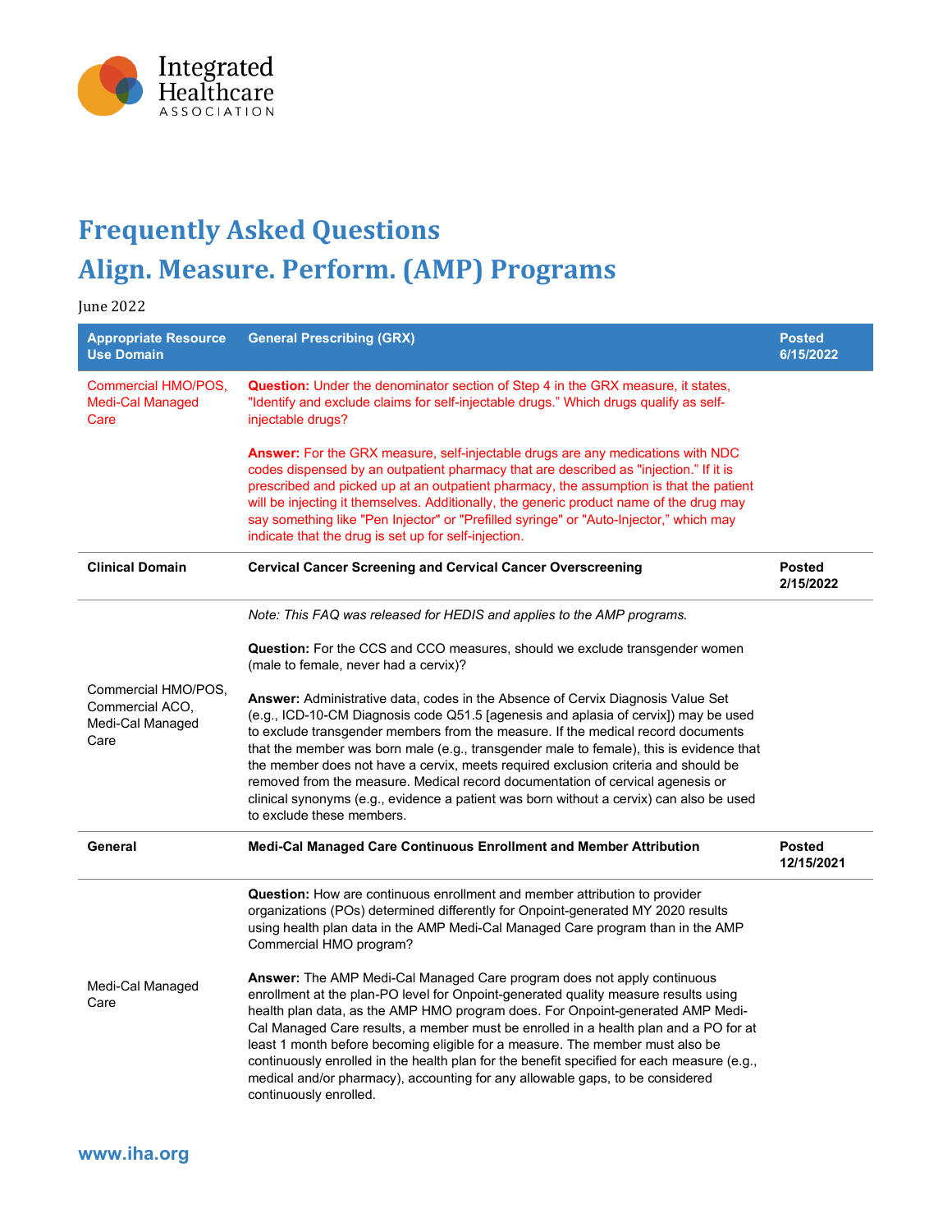# Frequently Asked Questions

# Align. Measure. Perform. (AMP) Programs

June 2022

| Appropriate Resource Use Domain | General Prescribing (GRX) | Posted 6/15/2022 |
|---|---|---|
| Commercial HMO/POS, Medi-Cal Managed Care | **Question:** Under the denominator section of Step 4 in the GRX measure, it states, "Identify and exclude claims for self-injectable drugs." Which drugs qualify as self-injectable drugs?<br><br>**Answer:** For the GRX measure, self-injectable drugs are any medications with NDC codes dispensed by an outpatient pharmacy that are described as "injection." If it is prescribed and picked up at an outpatient pharmacy, the assumption is that the patient will be injecting it themselves. Additionally, the generic product name of the drug may say something like "Pen Injector" or "Prefilled syringe" or "Auto-Injector," which may indicate that the drug is set up for self-injection. | |
| **Clinical Domain** | **Cervical Cancer Screening and Cervical Cancer Overscreening** | **Posted 2/15/2022** |
| Commercial HMO/POS, Commercial ACO, Medi-Cal Managed Care | *Note: This FAQ was released for HEDIS and applies to the AMP programs.*<br><br>**Question:** For the CCS and CCO measures, should we exclude transgender women (male to female, never had a cervix)?<br><br>**Answer:** Administrative data, codes in the Absence of Cervix Diagnosis Value Set (e.g., ICD-10-CM Diagnosis code Q51.5 [agenesis and aplasia of cervix]) may be used to exclude transgender members from the measure. If the medical record documents that the member was born male (e.g., transgender male to female), this is evidence that the member does not have a cervix, meets required exclusion criteria and should be removed from the measure. Medical record documentation of cervical agenesis or clinical synonyms (e.g., evidence a patient was born without a cervix) can also be used to exclude these members. | |
| **General** | **Medi-Cal Managed Care Continuous Enrollment and Member Attribution** | **Posted 12/15/2021** |
| Medi-Cal Managed Care | **Question:** How are continuous enrollment and member attribution to provider organizations (POs) determined differently for Onpoint-generated MY 2020 results using health plan data in the AMP Medi-Cal Managed Care program than in the AMP Commercial HMO program?<br><br>**Answer:** The AMP Medi-Cal Managed Care program does not apply continuous enrollment at the plan-PO level for Onpoint-generated quality measure results using health plan data, as the AMP HMO program does. For Onpoint-generated AMP Medi-Cal Managed Care results, a member must be enrolled in a health plan and a PO for at least 1 month before becoming eligible for a measure. The member must also be continuously enrolled in the health plan for the benefit specified for each measure (e.g., medical and/or pharmacy), accounting for any allowable gaps, to be considered continuously enrolled. | |

www.iha.org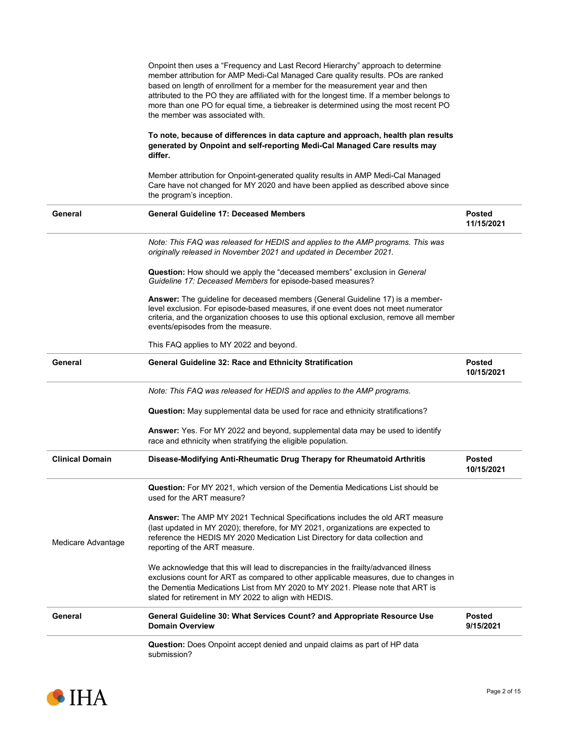Onpoint then uses a "Frequency and Last Record Hierarchy" approach to determine member attribution for AMP Medi-Cal Managed Care quality results. POs are ranked based on length of enrollment for a member for the measurement year and then attributed to the PO they are affiliated with for the longest time. If a member belongs to more than one PO for equal time, a tiebreaker is determined using the most recent PO the member was associated with.

**To note, because of differences in data capture and approach, health plan results generated by Onpoint and self-reporting Medi-Cal Managed Care results may differ.**

Member attribution for Onpoint-generated quality results in AMP Medi-Cal Managed Care have not changed for MY 2020 and have been applied as described above since the program's inception.

| General | General Guideline 17: Deceased Members | Posted 11/15/2021 |
|---|---|---|

*Note: This FAQ was released for HEDIS and applies to the AMP programs. This was originally released in November 2021 and updated in December 2021.*

**Question:** How should we apply the "deceased members" exclusion in *General Guideline 17: Deceased Members* for episode-based measures?

**Answer:** The guideline for deceased members (General Guideline 17) is a member-level exclusion. For episode-based measures, if one event does not meet numerator criteria, and the organization chooses to use this optional exclusion, remove all member events/episodes from the measure.

This FAQ applies to MY 2022 and beyond.

| General | General Guideline 32: Race and Ethnicity Stratification | Posted 10/15/2021 |
|---|---|---|

*Note: This FAQ was released for HEDIS and applies to the AMP programs.*

**Question:** May supplemental data be used for race and ethnicity stratifications?

**Answer:** Yes. For MY 2022 and beyond, supplemental data may be used to identify race and ethnicity when stratifying the eligible population.

| Clinical Domain | Disease-Modifying Anti-Rheumatic Drug Therapy for Rheumatoid Arthritis | Posted 10/15/2021 |
|---|---|---|

Medicare Advantage

**Question:** For MY 2021, which version of the Dementia Medications List should be used for the ART measure?

**Answer:** The AMP MY 2021 Technical Specifications includes the old ART measure (last updated in MY 2020); therefore, for MY 2021, organizations are expected to reference the HEDIS MY 2020 Medication List Directory for data collection and reporting of the ART measure.

We acknowledge that this will lead to discrepancies in the frailty/advanced illness exclusions count for ART as compared to other applicable measures, due to changes in the Dementia Medications List from MY 2020 to MY 2021. Please note that ART is slated for retirement in MY 2022 to align with HEDIS.

| General | General Guideline 30: What Services Count? and Appropriate Resource Use Domain Overview | Posted 9/15/2021 |
|---|---|---|

**Question:** Does Onpoint accept denied and unpaid claims as part of HP data submission?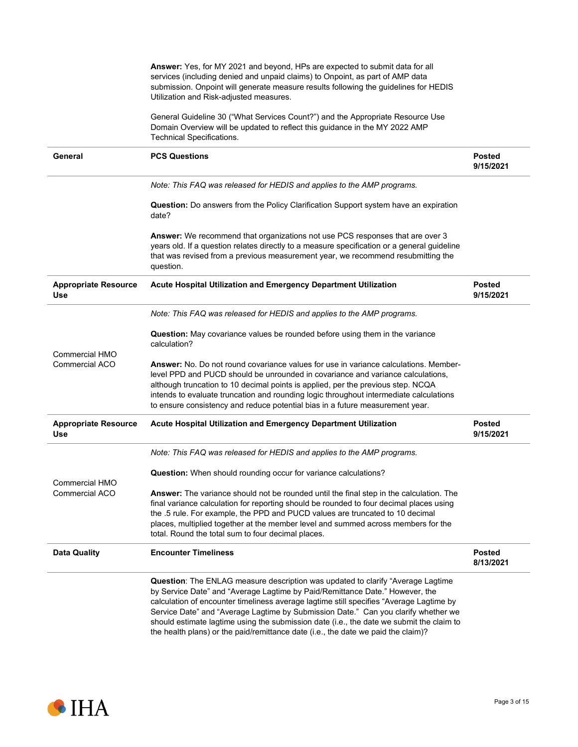**Answer:** Yes, for MY 2021 and beyond, HPs are expected to submit data for all services (including denied and unpaid claims) to Onpoint, as part of AMP data submission. Onpoint will generate measure results following the guidelines for HEDIS Utilization and Risk-adjusted measures.

General Guideline 30 ("What Services Count?") and the Appropriate Resource Use Domain Overview will be updated to reflect this guidance in the MY 2022 AMP Technical Specifications.

| **General** | **PCS Questions** | **Posted 9/15/2021** |
|---|---|---|
| | *Note: This FAQ was released for HEDIS and applies to the AMP programs.*<br><br>**Question:** Do answers from the Policy Clarification Support system have an expiration date?<br><br>**Answer:** We recommend that organizations not use PCS responses that are over 3 years old. If a question relates directly to a measure specification or a general guideline that was revised from a previous measurement year, we recommend resubmitting the question. | |
| **Appropriate Resource Use** | **Acute Hospital Utilization and Emergency Department Utilization** | **Posted 9/15/2021** |
| Commercial HMO<br>Commercial ACO | *Note: This FAQ was released for HEDIS and applies to the AMP programs.*<br><br>**Question:** May covariance values be rounded before using them in the variance calculation?<br><br>**Answer:** No. Do not round covariance values for use in variance calculations. Member-level PPD and PUCD should be unrounded in covariance and variance calculations, although truncation to 10 decimal points is applied, per the previous step. NCQA intends to evaluate truncation and rounding logic throughout intermediate calculations to ensure consistency and reduce potential bias in a future measurement year. | |
| **Appropriate Resource Use** | **Acute Hospital Utilization and Emergency Department Utilization** | **Posted 9/15/2021** |
| Commercial HMO<br>Commercial ACO | *Note: This FAQ was released for HEDIS and applies to the AMP programs.*<br><br>**Question:** When should rounding occur for variance calculations?<br><br>**Answer:** The variance should not be rounded until the final step in the calculation. The final variance calculation for reporting should be rounded to four decimal places using the .5 rule. For example, the PPD and PUCD values are truncated to 10 decimal places, multiplied together at the member level and summed across members for the total. Round the total sum to four decimal places. | |
| **Data Quality** | **Encounter Timeliness** | **Posted 8/13/2021** |
| | **Question**: The ENLAG measure description was updated to clarify "Average Lagtime by Service Date" and "Average Lagtime by Paid/Remittance Date." However, the calculation of encounter timeliness average lagtime still specifies "Average Lagtime by Service Date" and "Average Lagtime by Submission Date." Can you clarify whether we should estimate lagtime using the submission date (i.e., the date we submit the claim to the health plans) or the paid/remittance date (i.e., the date we paid the claim)? | |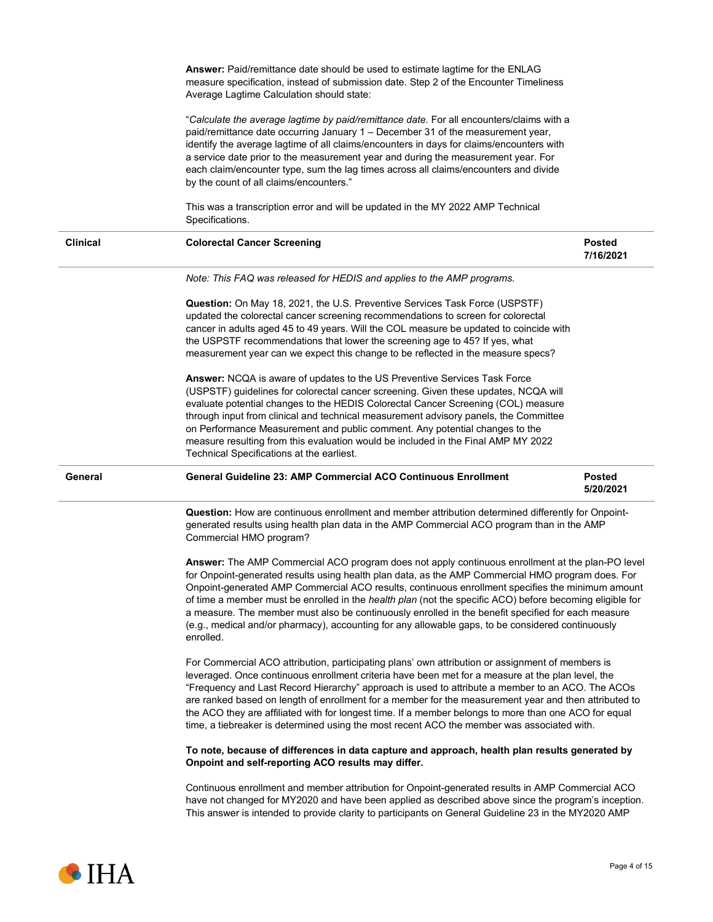**Answer:** Paid/remittance date should be used to estimate lagtime for the ENLAG measure specification, instead of submission date. Step 2 of the Encounter Timeliness Average Lagtime Calculation should state:

"*Calculate the average lagtime by paid/remittance date.* For all encounters/claims with a paid/remittance date occurring January 1 – December 31 of the measurement year, identify the average lagtime of all claims/encounters in days for claims/encounters with a service date prior to the measurement year and during the measurement year. For each claim/encounter type, sum the lag times across all claims/encounters and divide by the count of all claims/encounters."

This was a transcription error and will be updated in the MY 2022 AMP Technical Specifications.

| **Clinical** | **Colorectal Cancer Screening** | **Posted 7/16/2021** |
|---|---|---|

*Note: This FAQ was released for HEDIS and applies to the AMP programs.*

**Question:** On May 18, 2021, the U.S. Preventive Services Task Force (USPSTF) updated the colorectal cancer screening recommendations to screen for colorectal cancer in adults aged 45 to 49 years. Will the COL measure be updated to coincide with the USPSTF recommendations that lower the screening age to 45? If yes, what measurement year can we expect this change to be reflected in the measure specs?

**Answer:** NCQA is aware of updates to the US Preventive Services Task Force (USPSTF) guidelines for colorectal cancer screening. Given these updates, NCQA will evaluate potential changes to the HEDIS Colorectal Cancer Screening (COL) measure through input from clinical and technical measurement advisory panels, the Committee on Performance Measurement and public comment. Any potential changes to the measure resulting from this evaluation would be included in the Final AMP MY 2022 Technical Specifications at the earliest.

| **General** | **General Guideline 23: AMP Commercial ACO Continuous Enrollment** | **Posted 5/20/2021** |
|---|---|---|

**Question:** How are continuous enrollment and member attribution determined differently for Onpoint-generated results using health plan data in the AMP Commercial ACO program than in the AMP Commercial HMO program?

**Answer:** The AMP Commercial ACO program does not apply continuous enrollment at the plan-PO level for Onpoint-generated results using health plan data, as the AMP Commercial HMO program does. For Onpoint-generated AMP Commercial ACO results, continuous enrollment specifies the minimum amount of time a member must be enrolled in the *health plan* (not the specific ACO) before becoming eligible for a measure. The member must also be continuously enrolled in the benefit specified for each measure (e.g., medical and/or pharmacy), accounting for any allowable gaps, to be considered continuously enrolled.

For Commercial ACO attribution, participating plans' own attribution or assignment of members is leveraged. Once continuous enrollment criteria have been met for a measure at the plan level, the "Frequency and Last Record Hierarchy" approach is used to attribute a member to an ACO. The ACOs are ranked based on length of enrollment for a member for the measurement year and then attributed to the ACO they are affiliated with for longest time. If a member belongs to more than one ACO for equal time, a tiebreaker is determined using the most recent ACO the member was associated with.

**To note, because of differences in data capture and approach, health plan results generated by Onpoint and self-reporting ACO results may differ.**

Continuous enrollment and member attribution for Onpoint-generated results in AMP Commercial ACO have not changed for MY2020 and have been applied as described above since the program's inception. This answer is intended to provide clarity to participants on General Guideline 23 in the MY2020 AMP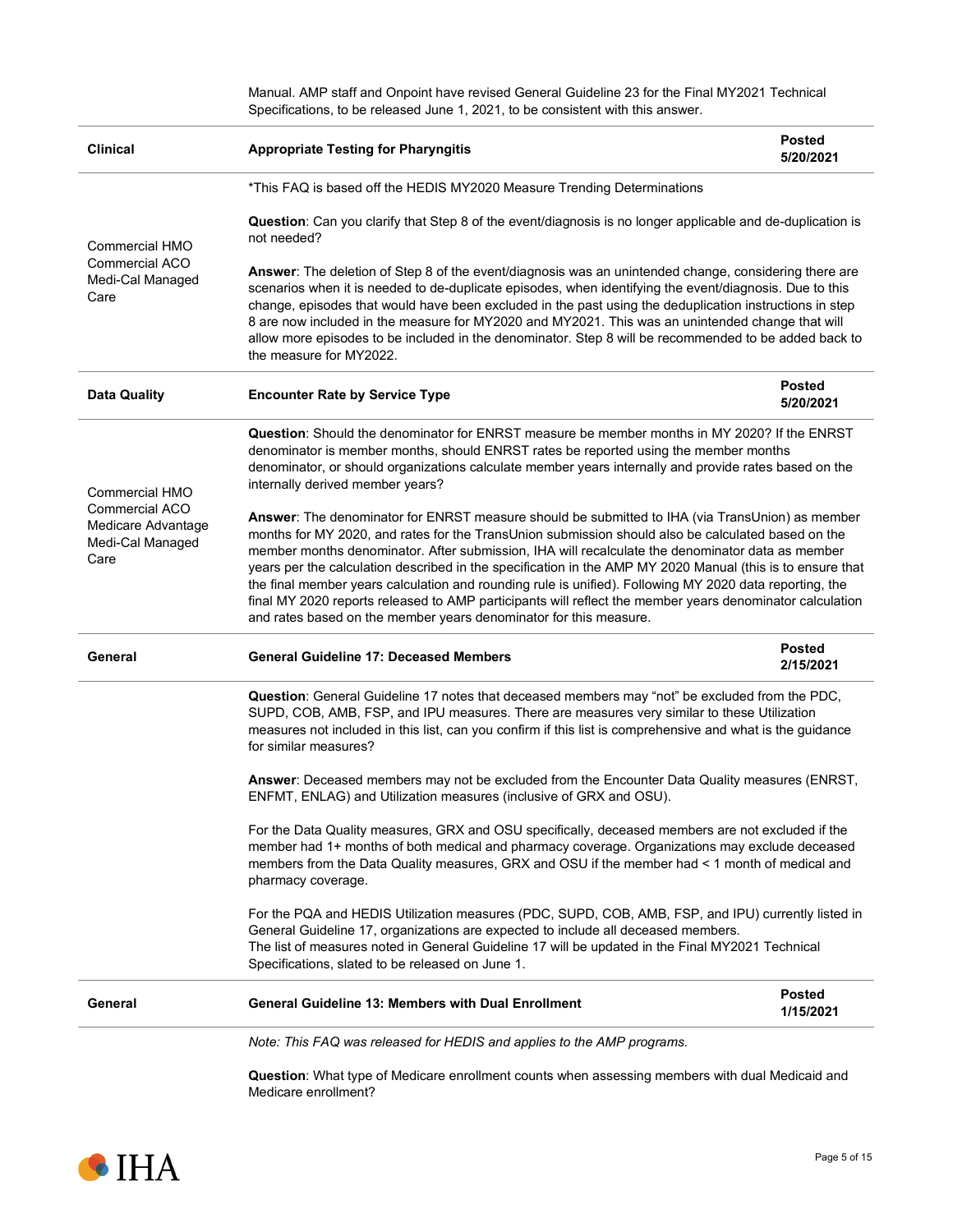Manual. AMP staff and Onpoint have revised General Guideline 23 for the Final MY2021 Technical Specifications, to be released June 1, 2021, to be consistent with this answer.

| **Clinical** | **Appropriate Testing for Pharyngitis** | **Posted 5/20/2021** |
|---|---|---|
| Commercial HMO<br>Commercial ACO<br>Medi-Cal Managed Care | *This FAQ is based off the HEDIS MY2020 Measure Trending Determinations<br><br>**Question**: Can you clarify that Step 8 of the event/diagnosis is no longer applicable and de-duplication is not needed?<br><br>**Answer**: The deletion of Step 8 of the event/diagnosis was an unintended change, considering there are scenarios when it is needed to de-duplicate episodes, when identifying the event/diagnosis. Due to this change, episodes that would have been excluded in the past using the deduplication instructions in step 8 are now included in the measure for MY2020 and MY2021. This was an unintended change that will allow more episodes to be included in the denominator. Step 8 will be recommended to be added back to the measure for MY2022. | |
| **Data Quality** | **Encounter Rate by Service Type** | **Posted 5/20/2021** |
| Commercial HMO<br>Commercial ACO<br>Medicare Advantage<br>Medi-Cal Managed Care | **Question**: Should the denominator for ENRST measure be member months in MY 2020? If the ENRST denominator is member months, should ENRST rates be reported using the member months denominator, or should organizations calculate member years internally and provide rates based on the internally derived member years?<br><br>**Answer**: The denominator for ENRST measure should be submitted to IHA (via TransUnion) as member months for MY 2020, and rates for the TransUnion submission should also be calculated based on the member months denominator. After submission, IHA will recalculate the denominator data as member years per the calculation described in the specification in the AMP MY 2020 Manual (this is to ensure that the final member years calculation and rounding rule is unified). Following MY 2020 data reporting, the final MY 2020 reports released to AMP participants will reflect the member years denominator calculation and rates based on the member years denominator for this measure. | |
| **General** | **General Guideline 17: Deceased Members** | **Posted 2/15/2021** |
| | **Question**: General Guideline 17 notes that deceased members may "not" be excluded from the PDC, SUPD, COB, AMB, FSP, and IPU measures. There are measures very similar to these Utilization measures not included in this list, can you confirm if this list is comprehensive and what is the guidance for similar measures?<br><br>**Answer**: Deceased members may not be excluded from the Encounter Data Quality measures (ENRST, ENFMT, ENLAG) and Utilization measures (inclusive of GRX and OSU).<br><br>For the Data Quality measures, GRX and OSU specifically, deceased members are not excluded if the member had 1+ months of both medical and pharmacy coverage. Organizations may exclude deceased members from the Data Quality measures, GRX and OSU if the member had < 1 month of medical and pharmacy coverage.<br><br>For the PQA and HEDIS Utilization measures (PDC, SUPD, COB, AMB, FSP, and IPU) currently listed in General Guideline 17, organizations are expected to include all deceased members.<br>The list of measures noted in General Guideline 17 will be updated in the Final MY2021 Technical Specifications, slated to be released on June 1. | |
| **General** | **General Guideline 13: Members with Dual Enrollment** | **Posted 1/15/2021** |
| | *Note: This FAQ was released for HEDIS and applies to the AMP programs.*<br><br>**Question**: What type of Medicare enrollment counts when assessing members with dual Medicaid and Medicare enrollment? | |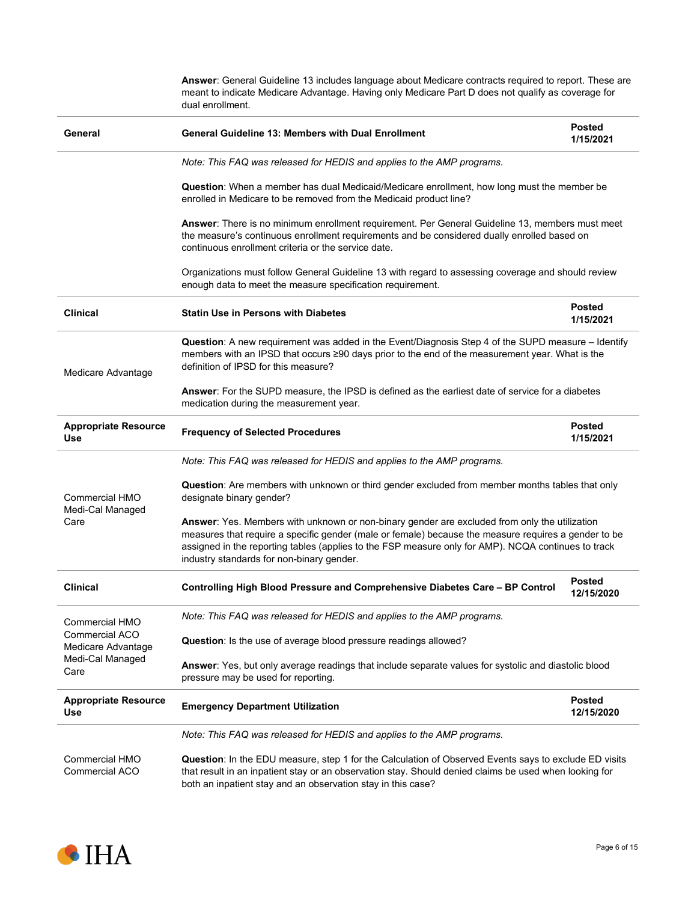**Answer**: General Guideline 13 includes language about Medicare contracts required to report. These are meant to indicate Medicare Advantage. Having only Medicare Part D does not qualify as coverage for dual enrollment.

| **General** | **General Guideline 13: Members with Dual Enrollment** | **Posted 1/15/2021** |
|---|---|---|
| | *Note: This FAQ was released for HEDIS and applies to the AMP programs.*<br><br>**Question**: When a member has dual Medicaid/Medicare enrollment, how long must the member be enrolled in Medicare to be removed from the Medicaid product line?<br><br>**Answer**: There is no minimum enrollment requirement. Per General Guideline 13, members must meet the measure's continuous enrollment requirements and be considered dually enrolled based on continuous enrollment criteria or the service date.<br><br>Organizations must follow General Guideline 13 with regard to assessing coverage and should review enough data to meet the measure specification requirement. | |
| **Clinical** | **Statin Use in Persons with Diabetes** | **Posted 1/15/2021** |
| Medicare Advantage | **Question**: A new requirement was added in the Event/Diagnosis Step 4 of the SUPD measure – Identify members with an IPSD that occurs ≥90 days prior to the end of the measurement year. What is the definition of IPSD for this measure?<br><br>**Answer**: For the SUPD measure, the IPSD is defined as the earliest date of service for a diabetes medication during the measurement year. | |
| **Appropriate Resource Use** | **Frequency of Selected Procedures** | **Posted 1/15/2021** |
| Commercial HMO<br>Medi-Cal Managed Care | *Note: This FAQ was released for HEDIS and applies to the AMP programs.*<br><br>**Question**: Are members with unknown or third gender excluded from member months tables that only designate binary gender?<br><br>**Answer**: Yes. Members with unknown or non-binary gender are excluded from only the utilization measures that require a specific gender (male or female) because the measure requires a gender to be assigned in the reporting tables (applies to the FSP measure only for AMP). NCQA continues to track industry standards for non-binary gender. | |
| **Clinical** | **Controlling High Blood Pressure and Comprehensive Diabetes Care – BP Control** | **Posted 12/15/2020** |
| Commercial HMO<br>Commercial ACO<br>Medicare Advantage<br>Medi-Cal Managed Care | *Note: This FAQ was released for HEDIS and applies to the AMP programs.*<br><br>**Question**: Is the use of average blood pressure readings allowed?<br><br>**Answer**: Yes, but only average readings that include separate values for systolic and diastolic blood pressure may be used for reporting. | |
| **Appropriate Resource Use** | **Emergency Department Utilization** | **Posted 12/15/2020** |
| Commercial HMO<br>Commercial ACO | *Note: This FAQ was released for HEDIS and applies to the AMP programs.*<br><br>**Question**: In the EDU measure, step 1 for the Calculation of Observed Events says to exclude ED visits that result in an inpatient stay or an observation stay. Should denied claims be used when looking for both an inpatient stay and an observation stay in this case? | |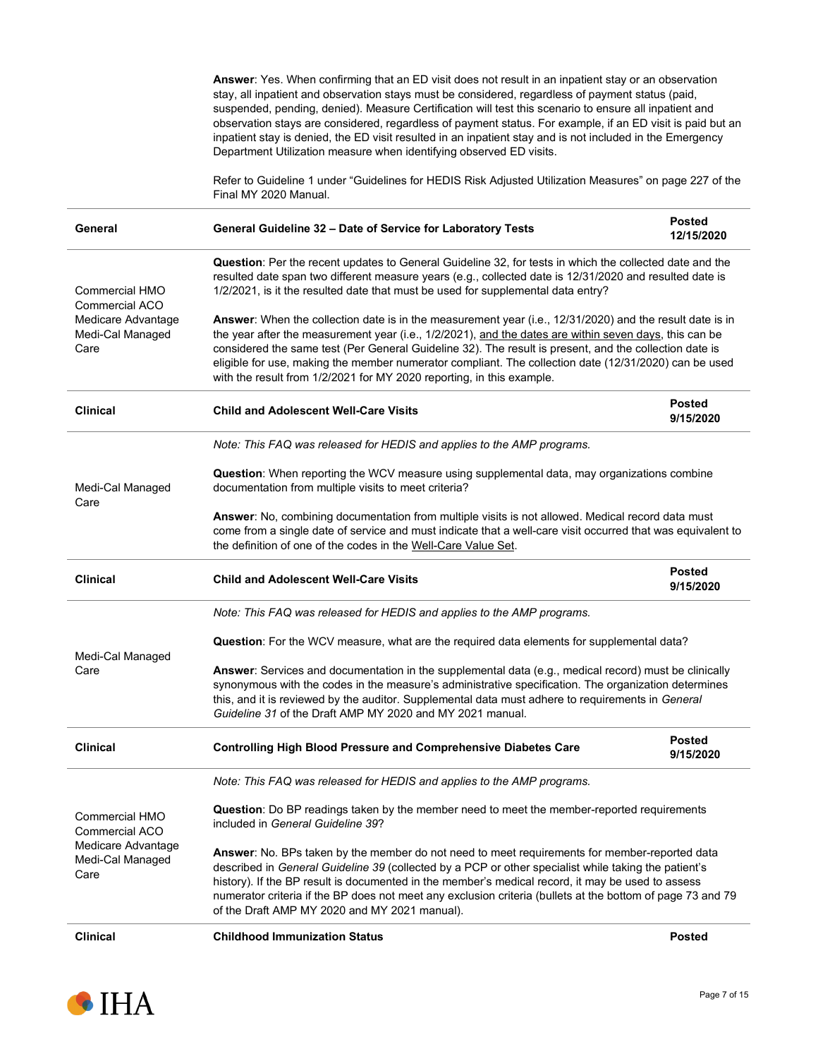**Answer**: Yes. When confirming that an ED visit does not result in an inpatient stay or an observation stay, all inpatient and observation stays must be considered, regardless of payment status (paid, suspended, pending, denied). Measure Certification will test this scenario to ensure all inpatient and observation stays are considered, regardless of payment status. For example, if an ED visit is paid but an inpatient stay is denied, the ED visit resulted in an inpatient stay and is not included in the Emergency Department Utilization measure when identifying observed ED visits.

Refer to Guideline 1 under "Guidelines for HEDIS Risk Adjusted Utilization Measures" on page 227 of the Final MY 2020 Manual.

| **General** | **General Guideline 32 – Date of Service for Laboratory Tests** | **Posted 12/15/2020** |
|---|---|---|
| Commercial HMO<br>Commercial ACO<br>Medicare Advantage<br>Medi-Cal Managed Care | **Question**: Per the recent updates to General Guideline 32, for tests in which the collected date and the resulted date span two different measure years (e.g., collected date is 12/31/2020 and resulted date is 1/2/2021, is it the resulted date that must be used for supplemental data entry?<br><br>**Answer**: When the collection date is in the measurement year (i.e., 12/31/2020) and the result date is in the year after the measurement year (i.e., 1/2/2021), and the dates are within seven days, this can be considered the same test (Per General Guideline 32). The result is present, and the collection date is eligible for use, making the member numerator compliant. The collection date (12/31/2020) can be used with the result from 1/2/2021 for MY 2020 reporting, in this example. | |
| **Clinical** | **Child and Adolescent Well-Care Visits** | **Posted 9/15/2020** |
| Medi-Cal Managed Care | *Note: This FAQ was released for HEDIS and applies to the AMP programs.*<br><br>**Question**: When reporting the WCV measure using supplemental data, may organizations combine documentation from multiple visits to meet criteria?<br><br>**Answer**: No, combining documentation from multiple visits is not allowed. Medical record data must come from a single date of service and must indicate that a well-care visit occurred that was equivalent to the definition of one of the codes in the Well-Care Value Set. | |
| **Clinical** | **Child and Adolescent Well-Care Visits** | **Posted 9/15/2020** |
| Medi-Cal Managed Care | *Note: This FAQ was released for HEDIS and applies to the AMP programs.*<br><br>**Question**: For the WCV measure, what are the required data elements for supplemental data?<br><br>**Answer**: Services and documentation in the supplemental data (e.g., medical record) must be clinically synonymous with the codes in the measure's administrative specification. The organization determines this, and it is reviewed by the auditor. Supplemental data must adhere to requirements in *General Guideline 31* of the Draft AMP MY 2020 and MY 2021 manual. | |
| **Clinical** | **Controlling High Blood Pressure and Comprehensive Diabetes Care** | **Posted 9/15/2020** |
| Commercial HMO<br>Commercial ACO<br>Medicare Advantage<br>Medi-Cal Managed Care | *Note: This FAQ was released for HEDIS and applies to the AMP programs.*<br><br>**Question**: Do BP readings taken by the member need to meet the member-reported requirements included in *General Guideline 39*?<br><br>**Answer**: No. BPs taken by the member do not need to meet requirements for member-reported data described in *General Guideline 39* (collected by a PCP or other specialist while taking the patient's history). If the BP result is documented in the member's medical record, it may be used to assess numerator criteria if the BP does not meet any exclusion criteria (bullets at the bottom of page 73 and 79 of the Draft AMP MY 2020 and MY 2021 manual). | |
| **Clinical** | **Childhood Immunization Status** | **Posted** |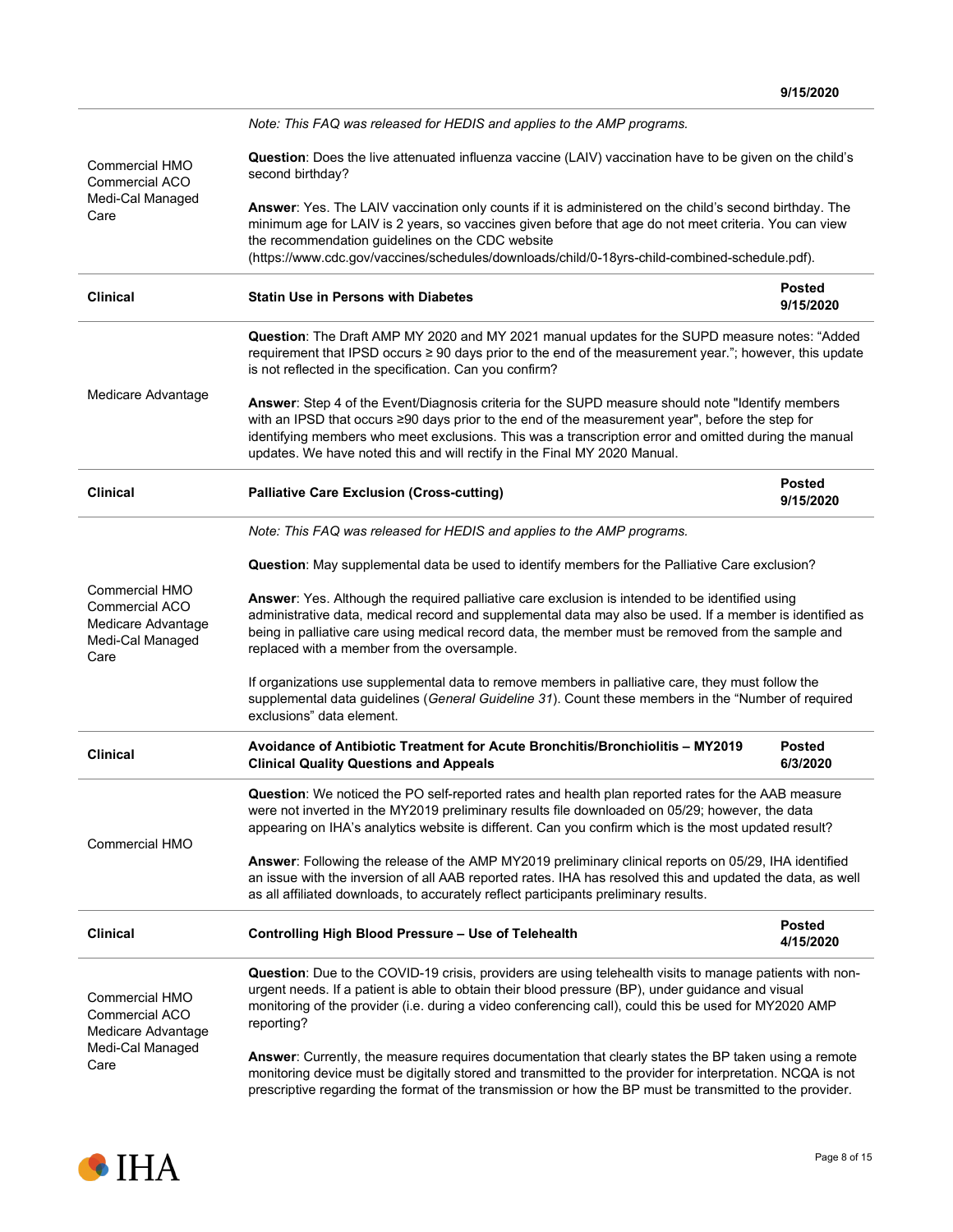| | | |
|---|---|---|
| Commercial HMO<br>Commercial ACO<br>Medi-Cal Managed Care | *Note: This FAQ was released for HEDIS and applies to the AMP programs.*<br><br>**Question**: Does the live attenuated influenza vaccine (LAIV) vaccination have to be given on the child's second birthday?<br><br>**Answer**: Yes. The LAIV vaccination only counts if it is administered on the child's second birthday. The minimum age for LAIV is 2 years, so vaccines given before that age do not meet criteria. You can view the recommendation guidelines on the CDC website (https://www.cdc.gov/vaccines/schedules/downloads/child/0-18yrs-child-combined-schedule.pdf). | |
| **Clinical** | **Statin Use in Persons with Diabetes** | **Posted 9/15/2020** |
| Medicare Advantage | **Question**: The Draft AMP MY 2020 and MY 2021 manual updates for the SUPD measure notes: "Added requirement that IPSD occurs ≥ 90 days prior to the end of the measurement year."; however, this update is not reflected in the specification. Can you confirm?<br><br>**Answer**: Step 4 of the Event/Diagnosis criteria for the SUPD measure should note "Identify members with an IPSD that occurs ≥90 days prior to the end of the measurement year", before the step for identifying members who meet exclusions. This was a transcription error and omitted during the manual updates. We have noted this and will rectify in the Final MY 2020 Manual. | |
| **Clinical** | **Palliative Care Exclusion (Cross-cutting)** | **Posted 9/15/2020** |
| Commercial HMO<br>Commercial ACO<br>Medicare Advantage<br>Medi-Cal Managed Care | *Note: This FAQ was released for HEDIS and applies to the AMP programs.*<br><br>**Question**: May supplemental data be used to identify members for the Palliative Care exclusion?<br><br>**Answer**: Yes. Although the required palliative care exclusion is intended to be identified using administrative data, medical record and supplemental data may also be used. If a member is identified as being in palliative care using medical record data, the member must be removed from the sample and replaced with a member from the oversample.<br><br>If organizations use supplemental data to remove members in palliative care, they must follow the supplemental data guidelines (*General Guideline 31*). Count these members in the "Number of required exclusions" data element. | |
| **Clinical** | **Avoidance of Antibiotic Treatment for Acute Bronchitis/Bronchiolitis – MY2019 Clinical Quality Questions and Appeals** | **Posted 6/3/2020** |
| Commercial HMO | **Question**: We noticed the PO self-reported rates and health plan reported rates for the AAB measure were not inverted in the MY2019 preliminary results file downloaded on 05/29; however, the data appearing on IHA's analytics website is different. Can you confirm which is the most updated result?<br><br>**Answer**: Following the release of the AMP MY2019 preliminary clinical reports on 05/29, IHA identified an issue with the inversion of all AAB reported rates. IHA has resolved this and updated the data, as well as all affiliated downloads, to accurately reflect participants preliminary results. | |
| **Clinical** | **Controlling High Blood Pressure – Use of Telehealth** | **Posted 4/15/2020** |
| Commercial HMO<br>Commercial ACO<br>Medicare Advantage<br>Medi-Cal Managed Care | **Question**: Due to the COVID-19 crisis, providers are using telehealth visits to manage patients with non-urgent needs. If a patient is able to obtain their blood pressure (BP), under guidance and visual monitoring of the provider (i.e. during a video conferencing call), could this be used for MY2020 AMP reporting?<br><br>**Answer**: Currently, the measure requires documentation that clearly states the BP taken using a remote monitoring device must be digitally stored and transmitted to the provider for interpretation. NCQA is not prescriptive regarding the format of the transmission or how the BP must be transmitted to the provider. | |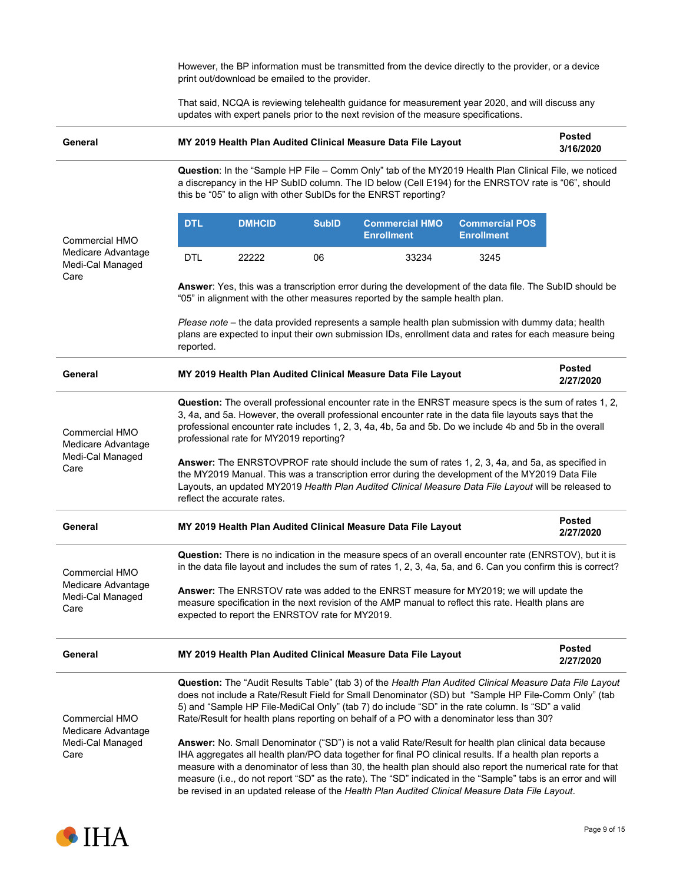However, the BP information must be transmitted from the device directly to the provider, or a device print out/download be emailed to the provider.

That said, NCQA is reviewing telehealth guidance for measurement year 2020, and will discuss any updates with expert panels prior to the next revision of the measure specifications.

| General | MY 2019 Health Plan Audited Clinical Measure Data File Layout | Posted 3/16/2020 |
|---|---|---|

**Commercial HMO, Medicare Advantage, Medi-Cal Managed Care**

**Question**: In the "Sample HP File – Comm Only" tab of the MY2019 Health Plan Clinical File, we noticed a discrepancy in the HP SubID column. The ID below (Cell E194) for the ENRSTOV rate is "06", should this be "05" to align with other SubIDs for the ENRST reporting?

| DTL | DMHCID | SubID | Commercial HMO Enrollment | Commercial POS Enrollment |
|---|---|---|---|---|
| DTL | 22222 | 06 | 33234 | 3245 |

**Answer**: Yes, this was a transcription error during the development of the data file. The SubID should be "05" in alignment with the other measures reported by the sample health plan.

*Please note* – the data provided represents a sample health plan submission with dummy data; health plans are expected to input their own submission IDs, enrollment data and rates for each measure being reported.

| General | MY 2019 Health Plan Audited Clinical Measure Data File Layout | Posted 2/27/2020 |
|---|---|---|

**Commercial HMO, Medicare Advantage, Medi-Cal Managed Care**

**Question:** The overall professional encounter rate in the ENRST measure specs is the sum of rates 1, 2, 3, 4a, and 5a. However, the overall professional encounter rate in the data file layouts says that the professional encounter rate includes 1, 2, 3, 4a, 4b, 5a and 5b. Do we include 4b and 5b in the overall professional rate for MY2019 reporting?

**Answer:** The ENRSTOVPROF rate should include the sum of rates 1, 2, 3, 4a, and 5a, as specified in the MY2019 Manual. This was a transcription error during the development of the MY2019 Data File Layouts, an updated MY2019 *Health Plan Audited Clinical Measure Data File Layout* will be released to reflect the accurate rates.

| General | MY 2019 Health Plan Audited Clinical Measure Data File Layout | Posted 2/27/2020 |
|---|---|---|

**Commercial HMO, Medicare Advantage, Medi-Cal Managed Care**

**Question:** There is no indication in the measure specs of an overall encounter rate (ENRSTOV), but it is in the data file layout and includes the sum of rates 1, 2, 3, 4a, 5a, and 6. Can you confirm this is correct?

**Answer:** The ENRSTOV rate was added to the ENRST measure for MY2019; we will update the measure specification in the next revision of the AMP manual to reflect this rate. Health plans are expected to report the ENRSTOV rate for MY2019.

| General | MY 2019 Health Plan Audited Clinical Measure Data File Layout | Posted 2/27/2020 |
|---|---|---|

**Commercial HMO, Medicare Advantage, Medi-Cal Managed Care**

**Question:** The "Audit Results Table" (tab 3) of the *Health Plan Audited Clinical Measure Data File Layout* does not include a Rate/Result Field for Small Denominator (SD) but "Sample HP File-Comm Only" (tab 5) and "Sample HP File-MediCal Only" (tab 7) do include "SD" in the rate column. Is "SD" a valid Rate/Result for health plans reporting on behalf of a PO with a denominator less than 30?

**Answer:** No. Small Denominator ("SD") is not a valid Rate/Result for health plan clinical data because IHA aggregates all health plan/PO data together for final PO clinical results. If a health plan reports a measure with a denominator of less than 30, the health plan should also report the numerical rate for that measure (i.e., do not report "SD" as the rate). The "SD" indicated in the "Sample" tabs is an error and will be revised in an updated release of the *Health Plan Audited Clinical Measure Data File Layout*.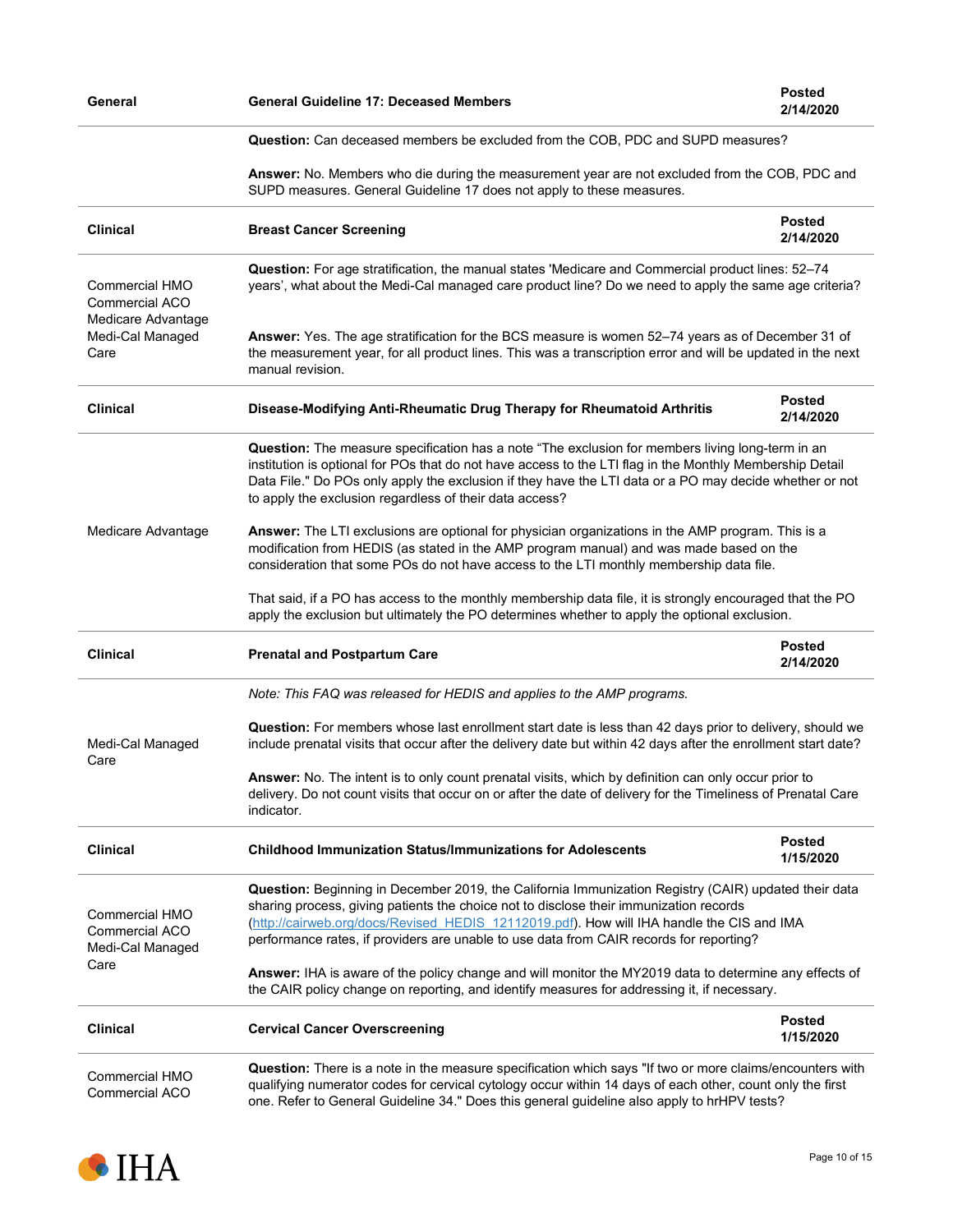| General | General Guideline 17: Deceased Members | Posted 2/14/2020 |
|---|---|---|
| | **Question:** Can deceased members be excluded from the COB, PDC and SUPD measures?<br><br>**Answer:** No. Members who die during the measurement year are not excluded from the COB, PDC and SUPD measures. General Guideline 17 does not apply to these measures. | |
| **Clinical** | **Breast Cancer Screening** | **Posted 2/14/2020** |
| Commercial HMO<br>Commercial ACO<br>Medicare Advantage<br>Medi-Cal Managed Care | **Question:** For age stratification, the manual states 'Medicare and Commercial product lines: 52–74 years', what about the Medi-Cal managed care product line? Do we need to apply the same age criteria?<br><br>**Answer:** Yes. The age stratification for the BCS measure is women 52–74 years as of December 31 of the measurement year, for all product lines. This was a transcription error and will be updated in the next manual revision. | |
| **Clinical** | **Disease-Modifying Anti-Rheumatic Drug Therapy for Rheumatoid Arthritis** | **Posted 2/14/2020** |
| Medicare Advantage | **Question:** The measure specification has a note "The exclusion for members living long-term in an institution is optional for POs that do not have access to the LTI flag in the Monthly Membership Detail Data File." Do POs only apply the exclusion if they have the LTI data or a PO may decide whether or not to apply the exclusion regardless of their data access?<br><br>**Answer:** The LTI exclusions are optional for physician organizations in the AMP program. This is a modification from HEDIS (as stated in the AMP program manual) and was made based on the consideration that some POs do not have access to the LTI monthly membership data file.<br><br>That said, if a PO has access to the monthly membership data file, it is strongly encouraged that the PO apply the exclusion but ultimately the PO determines whether to apply the optional exclusion. | |
| **Clinical** | **Prenatal and Postpartum Care** | **Posted 2/14/2020** |
| Medi-Cal Managed Care | *Note: This FAQ was released for HEDIS and applies to the AMP programs.*<br><br>**Question:** For members whose last enrollment start date is less than 42 days prior to delivery, should we include prenatal visits that occur after the delivery date but within 42 days after the enrollment start date?<br><br>**Answer:** No. The intent is to only count prenatal visits, which by definition can only occur prior to delivery. Do not count visits that occur on or after the date of delivery for the Timeliness of Prenatal Care indicator. | |
| **Clinical** | **Childhood Immunization Status/Immunizations for Adolescents** | **Posted 1/15/2020** |
| Commercial HMO<br>Commercial ACO<br>Medi-Cal Managed Care | **Question:** Beginning in December 2019, the California Immunization Registry (CAIR) updated their data sharing process, giving patients the choice not to disclose their immunization records (http://cairweb.org/docs/Revised_HEDIS_12112019.pdf). How will IHA handle the CIS and IMA performance rates, if providers are unable to use data from CAIR records for reporting?<br><br>**Answer:** IHA is aware of the policy change and will monitor the MY2019 data to determine any effects of the CAIR policy change on reporting, and identify measures for addressing it, if necessary. | |
| **Clinical** | **Cervical Cancer Overscreening** | **Posted 1/15/2020** |
| Commercial HMO<br>Commercial ACO | **Question:** There is a note in the measure specification which says "If two or more claims/encounters with qualifying numerator codes for cervical cytology occur within 14 days of each other, count only the first one. Refer to General Guideline 34." Does this general guideline also apply to hrHPV tests? | |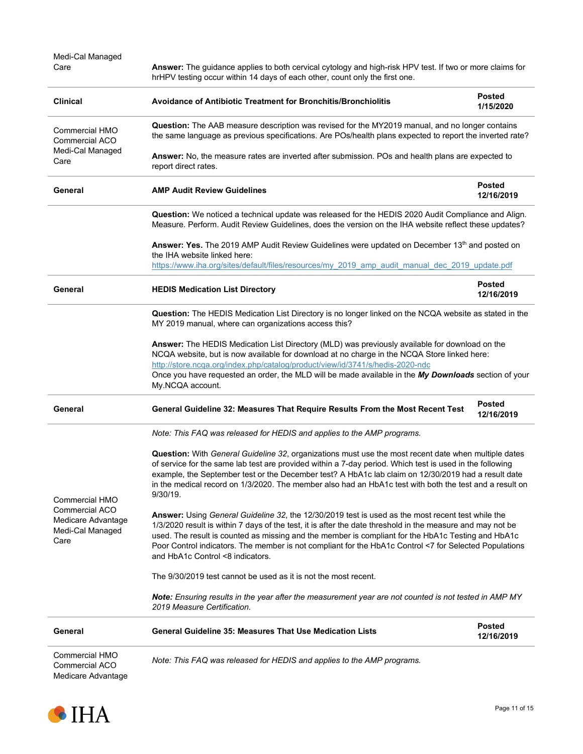| | | |
|---|---|---|
| Medi-Cal Managed Care | **Answer:** The guidance applies to both cervical cytology and high-risk HPV test. If two or more claims for hrHPV testing occur within 14 days of each other, count only the first one. | |
| **Clinical** | **Avoidance of Antibiotic Treatment for Bronchitis/Bronchiolitis** | **Posted 1/15/2020** |
| Commercial HMO<br>Commercial ACO<br>Medi-Cal Managed Care | **Question:** The AAB measure description was revised for the MY2019 manual, and no longer contains the same language as previous specifications. Are POs/health plans expected to report the inverted rate?<br><br>**Answer:** No, the measure rates are inverted after submission. POs and health plans are expected to report direct rates. | |
| **General** | **AMP Audit Review Guidelines** | **Posted 12/16/2019** |
| | **Question:** We noticed a technical update was released for the HEDIS 2020 Audit Compliance and Align. Measure. Perform. Audit Review Guidelines, does the version on the IHA website reflect these updates?<br><br>**Answer: Yes.** The 2019 AMP Audit Review Guidelines were updated on December 13th and posted on the IHA website linked here: https://www.iha.org/sites/default/files/resources/my_2019_amp_audit_manual_dec_2019_update.pdf | |
| **General** | **HEDIS Medication List Directory** | **Posted 12/16/2019** |
| | **Question:** The HEDIS Medication List Directory is no longer linked on the NCQA website as stated in the MY 2019 manual, where can organizations access this?<br><br>**Answer:** The HEDIS Medication List Directory (MLD) was previously available for download on the NCQA website, but is now available for download at no charge in the NCQA Store linked here: http://store.ncqa.org/index.php/catalog/product/view/id/3741/s/hedis-2020-ndc<br>Once you have requested an order, the MLD will be made available in the ***My Downloads*** section of your My.NCQA account. | |
| **General** | **General Guideline 32: Measures That Require Results From the Most Recent Test** | **Posted 12/16/2019** |
| Commercial HMO<br>Commercial ACO<br>Medicare Advantage<br>Medi-Cal Managed Care | *Note: This FAQ was released for HEDIS and applies to the AMP programs.*<br><br>**Question:** With *General Guideline 32*, organizations must use the most recent date when multiple dates of service for the same lab test are provided within a 7-day period. Which test is used in the following example, the September test or the December test? A HbA1c lab claim on 12/30/2019 had a result date in the medical record on 1/3/2020. The member also had an HbA1c test with both the test and a result on 9/30/19.<br><br>**Answer:** Using *General Guideline 32*, the 12/30/2019 test is used as the most recent test while the 1/3/2020 result is within 7 days of the test, it is after the date threshold in the measure and may not be used. The result is counted as missing and the member is compliant for the HbA1c Testing and HbA1c Poor Control indicators. The member is not compliant for the HbA1c Control <7 for Selected Populations and HbA1c Control <8 indicators.<br><br>The 9/30/2019 test cannot be used as it is not the most recent.<br><br>***Note:*** *Ensuring results in the year after the measurement year are not counted is not tested in AMP MY 2019 Measure Certification.* | |
| **General** | **General Guideline 35: Measures That Use Medication Lists** | **Posted 12/16/2019** |
| Commercial HMO<br>Commercial ACO<br>Medicare Advantage | *Note: This FAQ was released for HEDIS and applies to the AMP programs.* | |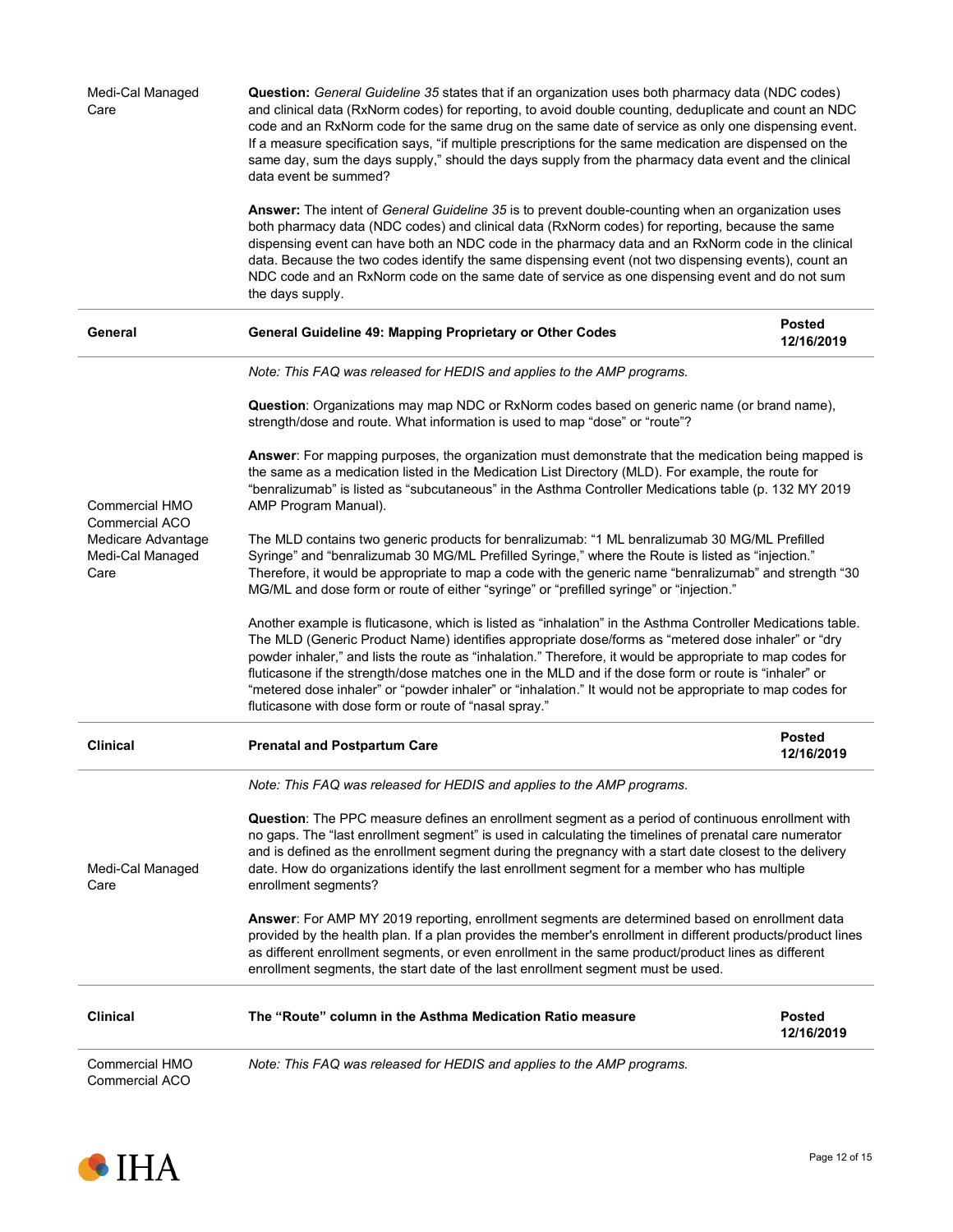| | | |
|---|---|---|
| Medi-Cal Managed Care | **Question:** *General Guideline 35* states that if an organization uses both pharmacy data (NDC codes) and clinical data (RxNorm codes) for reporting, to avoid double counting, deduplicate and count an NDC code and an RxNorm code for the same drug on the same date of service as only one dispensing event. If a measure specification says, "if multiple prescriptions for the same medication are dispensed on the same day, sum the days supply," should the days supply from the pharmacy data event and the clinical data event be summed?<br><br>**Answer:** The intent of *General Guideline 35* is to prevent double-counting when an organization uses both pharmacy data (NDC codes) and clinical data (RxNorm codes) for reporting, because the same dispensing event can have both an NDC code in the pharmacy data and an RxNorm code in the clinical data. Because the two codes identify the same dispensing event (not two dispensing events), count an NDC code and an RxNorm code on the same date of service as one dispensing event and do not sum the days supply. | |
| **General** | **General Guideline 49: Mapping Proprietary or Other Codes** | **Posted 12/16/2019** |
| Commercial HMO<br>Commercial ACO<br>Medicare Advantage<br>Medi-Cal Managed Care | *Note: This FAQ was released for HEDIS and applies to the AMP programs.*<br><br>**Question**: Organizations may map NDC or RxNorm codes based on generic name (or brand name), strength/dose and route. What information is used to map "dose" or "route"?<br><br>**Answer**: For mapping purposes, the organization must demonstrate that the medication being mapped is the same as a medication listed in the Medication List Directory (MLD). For example, the route for "benralizumab" is listed as "subcutaneous" in the Asthma Controller Medications table (p. 132 MY 2019 AMP Program Manual).<br><br>The MLD contains two generic products for benralizumab: "1 ML benralizumab 30 MG/ML Prefilled Syringe" and "benralizumab 30 MG/ML Prefilled Syringe," where the Route is listed as "injection." Therefore, it would be appropriate to map a code with the generic name "benralizumab" and strength "30 MG/ML and dose form or route of either "syringe" or "prefilled syringe" or "injection."<br><br>Another example is fluticasone, which is listed as "inhalation" in the Asthma Controller Medications table. The MLD (Generic Product Name) identifies appropriate dose/forms as "metered dose inhaler" or "dry powder inhaler," and lists the route as "inhalation." Therefore, it would be appropriate to map codes for fluticasone if the strength/dose matches one in the MLD and if the dose form or route is "inhaler" or "metered dose inhaler" or "powder inhaler" or "inhalation." It would not be appropriate to map codes for fluticasone with dose form or route of "nasal spray." | |
| **Clinical** | **Prenatal and Postpartum Care** | **Posted 12/16/2019** |
| Medi-Cal Managed Care | *Note: This FAQ was released for HEDIS and applies to the AMP programs.*<br><br>**Question**: The PPC measure defines an enrollment segment as a period of continuous enrollment with no gaps. The "last enrollment segment" is used in calculating the timelines of prenatal care numerator and is defined as the enrollment segment during the pregnancy with a start date closest to the delivery date. How do organizations identify the last enrollment segment for a member who has multiple enrollment segments?<br><br>**Answer**: For AMP MY 2019 reporting, enrollment segments are determined based on enrollment data provided by the health plan. If a plan provides the member's enrollment in different products/product lines as different enrollment segments, or even enrollment in the same product/product lines as different enrollment segments, the start date of the last enrollment segment must be used. | |
| **Clinical** | **The "Route" column in the Asthma Medication Ratio measure** | **Posted 12/16/2019** |
| Commercial HMO<br>Commercial ACO | *Note: This FAQ was released for HEDIS and applies to the AMP programs.* | |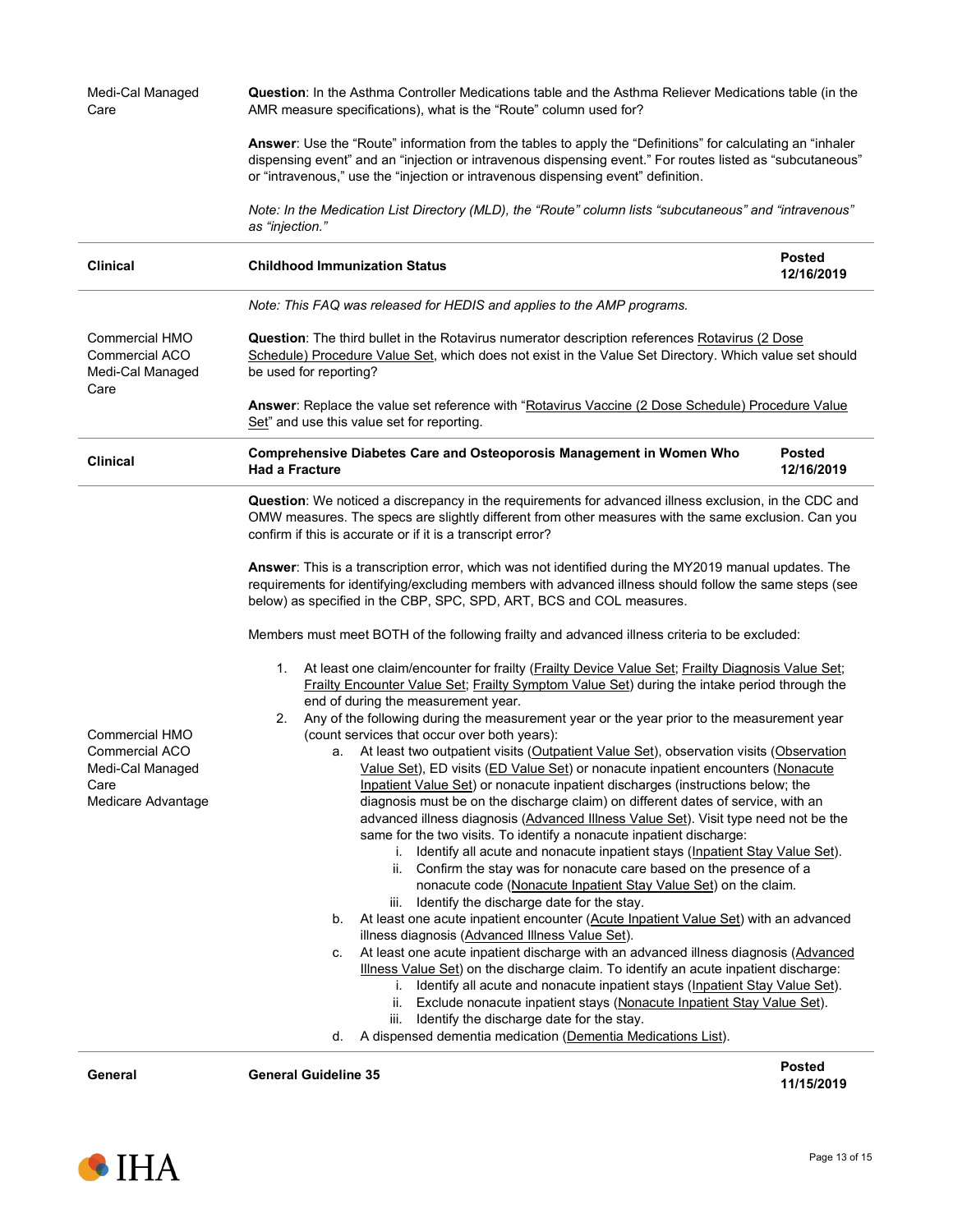| | |
|---|---|
| Medi-Cal Managed Care | **Question**: In the Asthma Controller Medications table and the Asthma Reliever Medications table (in the AMR measure specifications), what is the "Route" column used for?<br><br>**Answer**: Use the "Route" information from the tables to apply the "Definitions" for calculating an "inhaler dispensing event" and an "injection or intravenous dispensing event." For routes listed as "subcutaneous" or "intravenous," use the "injection or intravenous dispensing event" definition.<br><br>*Note: In the Medication List Directory (MLD), the "Route" column lists "subcutaneous" and "intravenous" as "injection."* |

| **Clinical** | **Childhood Immunization Status** | **Posted 12/16/2019** |
|---|---|---|
| | *Note: This FAQ was released for HEDIS and applies to the AMP programs.* | |
| Commercial HMO<br>Commercial ACO<br>Medi-Cal Managed Care | **Question**: The third bullet in the Rotavirus numerator description references Rotavirus (2 Dose Schedule) Procedure Value Set, which does not exist in the Value Set Directory. Which value set should be used for reporting?<br><br>**Answer**: Replace the value set reference with "Rotavirus Vaccine (2 Dose Schedule) Procedure Value Set" and use this value set for reporting. | |

| **Clinical** | **Comprehensive Diabetes Care and Osteoporosis Management in Women Who Had a Fracture** | **Posted 12/16/2019** |
|---|---|---|
| Commercial HMO<br>Commercial ACO<br>Medi-Cal Managed Care<br>Medicare Advantage | **Question**: We noticed a discrepancy in the requirements for advanced illness exclusion, in the CDC and OMW measures. The specs are slightly different from other measures with the same exclusion. Can you confirm if this is accurate or if it is a transcript error?<br><br>**Answer**: This is a transcription error, which was not identified during the MY2019 manual updates. The requirements for identifying/excluding members with advanced illness should follow the same steps (see below) as specified in the CBP, SPC, SPD, ART, BCS and COL measures.<br><br>Members must meet BOTH of the following frailty and advanced illness criteria to be excluded:<br><br>1. At least one claim/encounter for frailty (Frailty Device Value Set; Frailty Diagnosis Value Set; Frailty Encounter Value Set; Frailty Symptom Value Set) during the intake period through the end of during the measurement year.<br>2. Any of the following during the measurement year or the year prior to the measurement year (count services that occur over both years):<br>&nbsp;&nbsp;a. At least two outpatient visits (Outpatient Value Set), observation visits (Observation Value Set), ED visits (ED Value Set) or nonacute inpatient encounters (Nonacute Inpatient Value Set) or nonacute inpatient discharges (instructions below; the diagnosis must be on the discharge claim) on different dates of service, with an advanced illness diagnosis (Advanced Illness Value Set). Visit type need not be the same for the two visits. To identify a nonacute inpatient discharge:<br>&nbsp;&nbsp;&nbsp;&nbsp;i. Identify all acute and nonacute inpatient stays (Inpatient Stay Value Set).<br>&nbsp;&nbsp;&nbsp;&nbsp;ii. Confirm the stay was for nonacute care based on the presence of a nonacute code (Nonacute Inpatient Stay Value Set) on the claim.<br>&nbsp;&nbsp;&nbsp;&nbsp;iii. Identify the discharge date for the stay.<br>&nbsp;&nbsp;b. At least one acute inpatient encounter (Acute Inpatient Value Set) with an advanced illness diagnosis (Advanced Illness Value Set).<br>&nbsp;&nbsp;c. At least one acute inpatient discharge with an advanced illness diagnosis (Advanced Illness Value Set) on the discharge claim. To identify an acute inpatient discharge:<br>&nbsp;&nbsp;&nbsp;&nbsp;i. Identify all acute and nonacute inpatient stays (Inpatient Stay Value Set).<br>&nbsp;&nbsp;&nbsp;&nbsp;ii. Exclude nonacute inpatient stays (Nonacute Inpatient Stay Value Set).<br>&nbsp;&nbsp;&nbsp;&nbsp;iii. Identify the discharge date for the stay.<br>&nbsp;&nbsp;d. A dispensed dementia medication (Dementia Medications List). | |

| **General** | **General Guideline 35** | **Posted 11/15/2019** |
|---|---|---|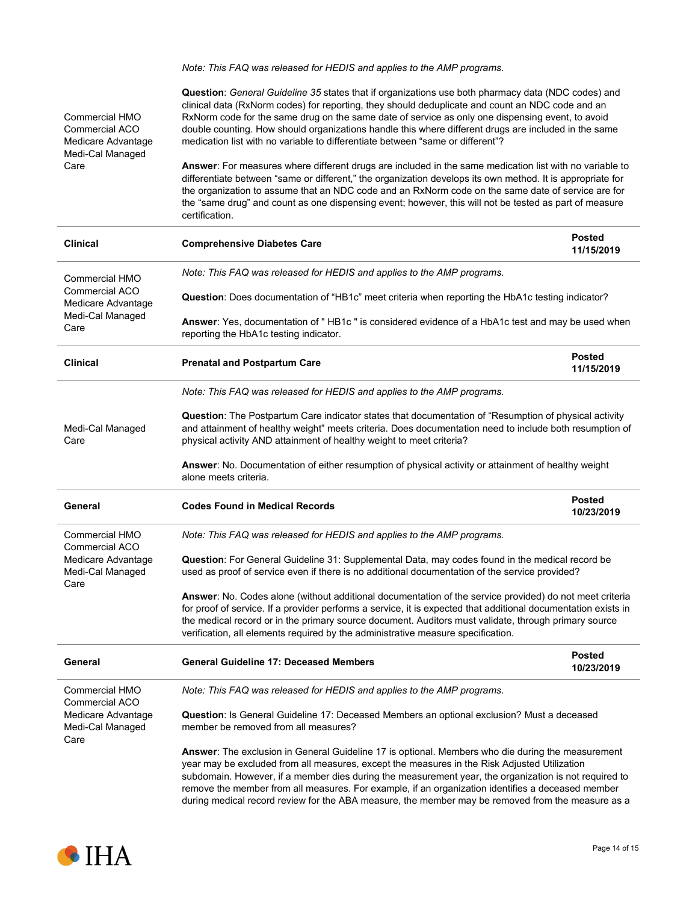| | | |
|---|---|---|
| Commercial HMO<br>Commercial ACO<br>Medicare Advantage<br>Medi-Cal Managed Care | *Note: This FAQ was released for HEDIS and applies to the AMP programs.*<br><br>**Question**: *General Guideline 35* states that if organizations use both pharmacy data (NDC codes) and clinical data (RxNorm codes) for reporting, they should deduplicate and count an NDC code and an RxNorm code for the same drug on the same date of service as only one dispensing event, to avoid double counting. How should organizations handle this where different drugs are included in the same medication list with no variable to differentiate between "same or different"?<br><br>**Answer**: For measures where different drugs are included in the same medication list with no variable to differentiate between "same or different," the organization develops its own method. It is appropriate for the organization to assume that an NDC code and an RxNorm code on the same date of service are for the "same drug" and count as one dispensing event; however, this will not be tested as part of measure certification. | |
| **Clinical** | **Comprehensive Diabetes Care** | **Posted 11/15/2019** |
| Commercial HMO<br>Commercial ACO<br>Medicare Advantage<br>Medi-Cal Managed Care | *Note: This FAQ was released for HEDIS and applies to the AMP programs.*<br><br>**Question**: Does documentation of "HB1c" meet criteria when reporting the HbA1c testing indicator?<br><br>**Answer**: Yes, documentation of " HB1c " is considered evidence of a HbA1c test and may be used when reporting the HbA1c testing indicator. | |
| **Clinical** | **Prenatal and Postpartum Care** | **Posted 11/15/2019** |
| Medi-Cal Managed Care | *Note: This FAQ was released for HEDIS and applies to the AMP programs.*<br><br>**Question**: The Postpartum Care indicator states that documentation of "Resumption of physical activity and attainment of healthy weight" meets criteria. Does documentation need to include both resumption of physical activity AND attainment of healthy weight to meet criteria?<br><br>**Answer**: No. Documentation of either resumption of physical activity or attainment of healthy weight alone meets criteria. | |
| **General** | **Codes Found in Medical Records** | **Posted 10/23/2019** |
| Commercial HMO<br>Commercial ACO<br>Medicare Advantage<br>Medi-Cal Managed Care | *Note: This FAQ was released for HEDIS and applies to the AMP programs.*<br><br>**Question**: For General Guideline 31: Supplemental Data, may codes found in the medical record be used as proof of service even if there is no additional documentation of the service provided?<br><br>**Answer**: No. Codes alone (without additional documentation of the service provided) do not meet criteria for proof of service. If a provider performs a service, it is expected that additional documentation exists in the medical record or in the primary source document. Auditors must validate, through primary source verification, all elements required by the administrative measure specification. | |
| **General** | **General Guideline 17: Deceased Members** | **Posted 10/23/2019** |
| Commercial HMO<br>Commercial ACO<br>Medicare Advantage<br>Medi-Cal Managed Care | *Note: This FAQ was released for HEDIS and applies to the AMP programs.*<br><br>**Question**: Is General Guideline 17: Deceased Members an optional exclusion? Must a deceased member be removed from all measures?<br><br>**Answer**: The exclusion in General Guideline 17 is optional. Members who die during the measurement year may be excluded from all measures, except the measures in the Risk Adjusted Utilization subdomain. However, if a member dies during the measurement year, the organization is not required to remove the member from all measures. For example, if an organization identifies a deceased member during medical record review for the ABA measure, the member may be removed from the measure as a | |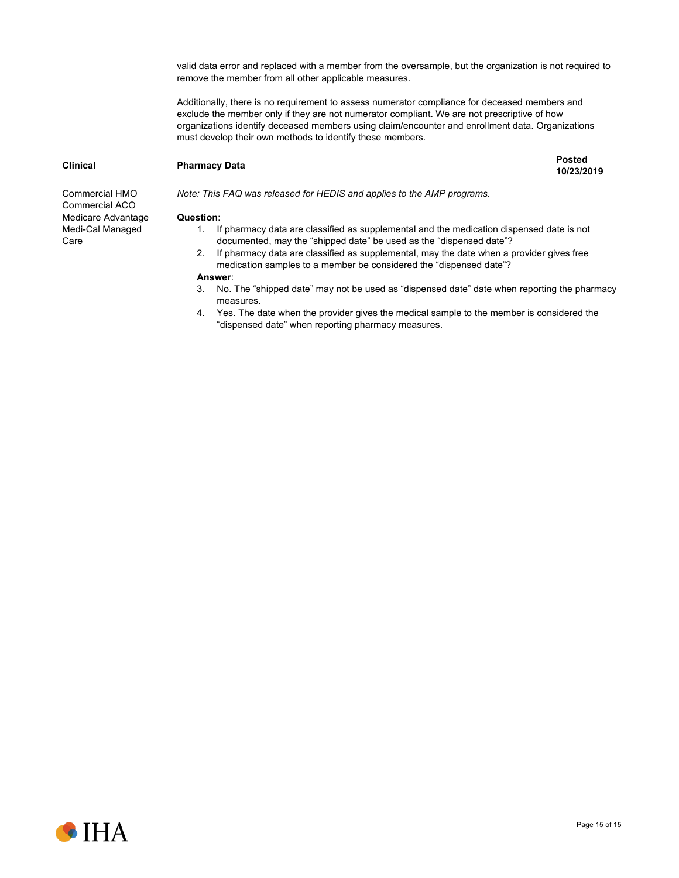valid data error and replaced with a member from the oversample, but the organization is not required to remove the member from all other applicable measures.

Additionally, there is no requirement to assess numerator compliance for deceased members and exclude the member only if they are not numerator compliant. We are not prescriptive of how organizations identify deceased members using claim/encounter and enrollment data. Organizations must develop their own methods to identify these members.

| **Clinical** | **Pharmacy Data** | **Posted 10/23/2019** |
|---|---|---|
| Commercial HMO<br>Commercial ACO<br>Medicare Advantage<br>Medi-Cal Managed Care | *Note: This FAQ was released for HEDIS and applies to the AMP programs.*<br><br>**Question**:<br>1. If pharmacy data are classified as supplemental and the medication dispensed date is not documented, may the "shipped date" be used as the "dispensed date"?<br>2. If pharmacy data are classified as supplemental, may the date when a provider gives free medication samples to a member be considered the "dispensed date"?<br><br>**Answer**:<br>3. No. The "shipped date" may not be used as "dispensed date" date when reporting the pharmacy measures.<br>4. Yes. The date when the provider gives the medical sample to the member is considered the "dispensed date" when reporting pharmacy measures. | |